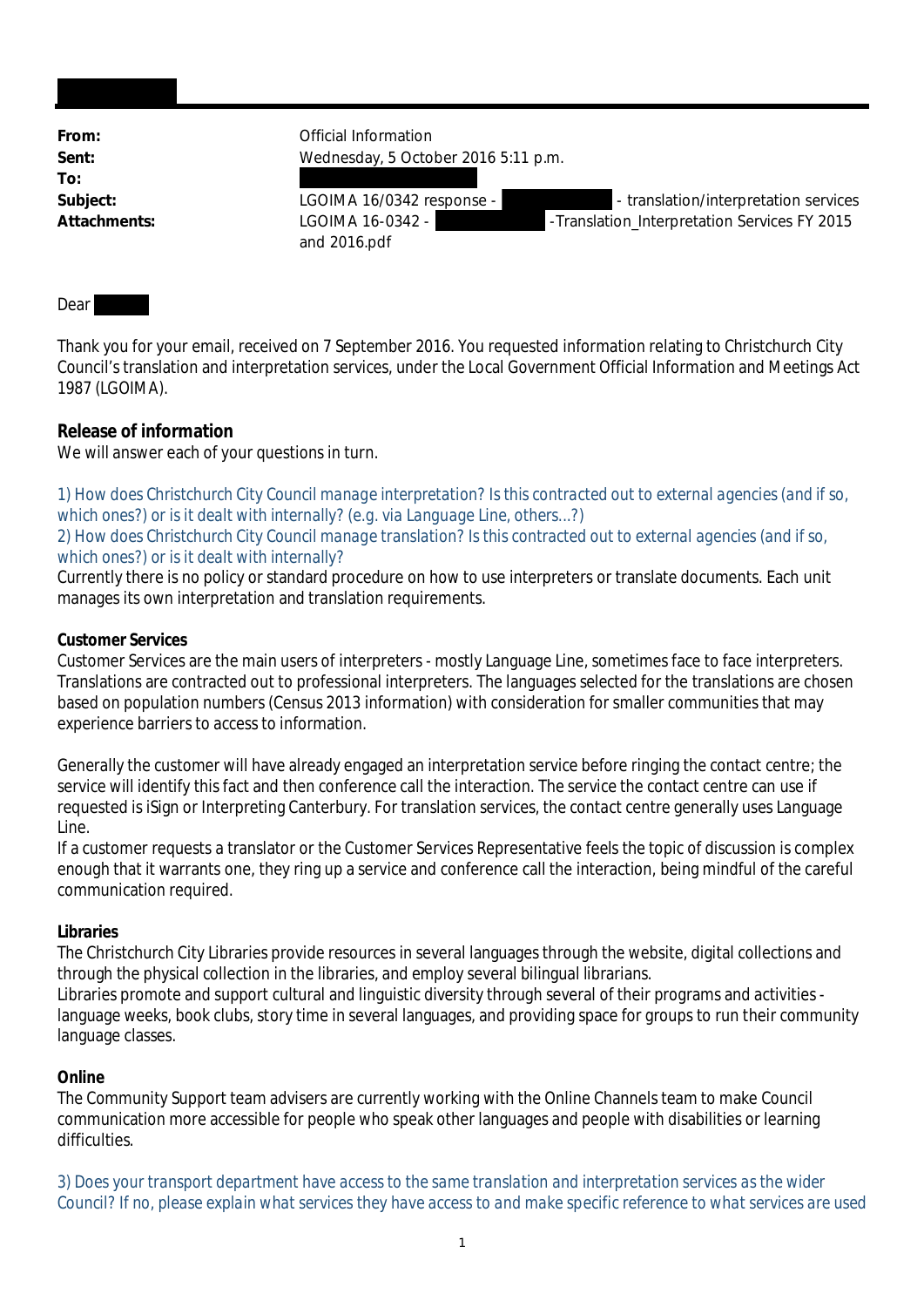| | |
|---|---|
| **From:** | Official Information |
| **Sent:** | Wednesday, 5 October 2016 5:11 p.m. |
| **To:** | |
| **Subject:** | LGOIMA 16/0342 response - - translation/interpretation services |
| **Attachments:** | LGOIMA 16-0342 - -Translation_Interpretation Services FY 2015 and 2016.pdf |

Dear

Thank you for your email, received on 7 September 2016. You requested information relating to Christchurch City Council's translation and interpretation services, under the Local Government Official Information and Meetings Act 1987 (LGOIMA).

**Release of information**

We will answer each of your questions in turn.

*1) How does Christchurch City Council manage interpretation? Is this contracted out to external agencies (and if so, which ones?) or is it dealt with internally? (e.g. via Language Line, others...?)*

*2) How does Christchurch City Council manage translation? Is this contracted out to external agencies (and if so, which ones?) or is it dealt with internally?*

Currently there is no policy or standard procedure on how to use interpreters or translate documents. Each unit manages its own interpretation and translation requirements.

**Customer Services**

Customer Services are the main users of interpreters - mostly Language Line, sometimes face to face interpreters. Translations are contracted out to professional interpreters. The languages selected for the translations are chosen based on population numbers (Census 2013 information) with consideration for smaller communities that may experience barriers to access to information.

Generally the customer will have already engaged an interpretation service before ringing the contact centre; the service will identify this fact and then conference call the interaction. The service the contact centre can use if requested is iSign or Interpreting Canterbury. For translation services, the contact centre generally uses Language Line.

If a customer requests a translator or the Customer Services Representative feels the topic of discussion is complex enough that it warrants one, they ring up a service and conference call the interaction, being mindful of the careful communication required.

**Libraries**

The Christchurch City Libraries provide resources in several languages through the website, digital collections and through the physical collection in the libraries, and employ several bilingual librarians.

Libraries promote and support cultural and linguistic diversity through several of their programs and activities - language weeks, book clubs, story time in several languages, and providing space for groups to run their community language classes.

**Online**

The Community Support team advisers are currently working with the Online Channels team to make Council communication more accessible for people who speak other languages and people with disabilities or learning difficulties.

*3) Does your transport department have access to the same translation and interpretation services as the wider Council? If no, please explain what services they have access to and make specific reference to what services are used*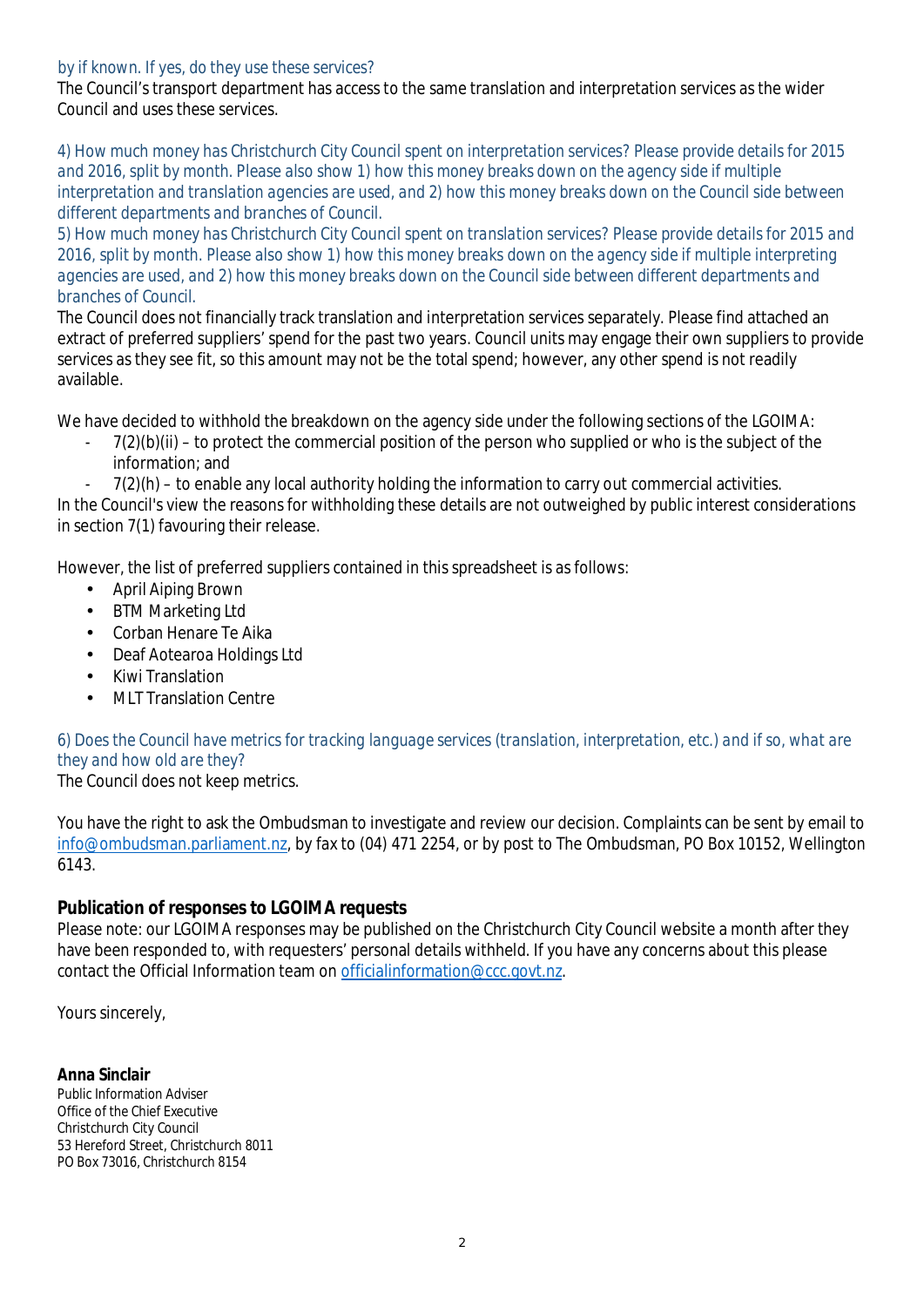*by if known. If yes, do they use these services?*

The Council's transport department has access to the same translation and interpretation services as the wider Council and uses these services.

*4) How much money has Christchurch City Council spent on interpretation services? Please provide details for 2015 and 2016, split by month. Please also show 1) how this money breaks down on the agency side if multiple interpretation and translation agencies are used, and 2) how this money breaks down on the Council side between different departments and branches of Council.*

*5) How much money has Christchurch City Council spent on translation services? Please provide details for 2015 and 2016, split by month. Please also show 1) how this money breaks down on the agency side if multiple interpreting agencies are used, and 2) how this money breaks down on the Council side between different departments and branches of Council.*

The Council does not financially track translation and interpretation services separately. Please find attached an extract of preferred suppliers' spend for the past two years. Council units may engage their own suppliers to provide services as they see fit, so this amount may not be the total spend; however, any other spend is not readily available.

We have decided to withhold the breakdown on the agency side under the following sections of the LGOIMA:

- 7(2)(b)(ii) – to protect the commercial position of the person who supplied or who is the subject of the information; and
- 7(2)(h) – to enable any local authority holding the information to carry out commercial activities.

In the Council's view the reasons for withholding these details are not outweighed by public interest considerations in section 7(1) favouring their release.

However, the list of preferred suppliers contained in this spreadsheet is as follows:

- April Aiping Brown
- BTM Marketing Ltd
- Corban Henare Te Aika
- Deaf Aotearoa Holdings Ltd
- Kiwi Translation
- MLT Translation Centre

*6) Does the Council have metrics for tracking language services (translation, interpretation, etc.) and if so, what are they and how old are they?*

The Council does not keep metrics.

You have the right to ask the Ombudsman to investigate and review our decision. Complaints can be sent by email to info@ombudsman.parliament.nz, by fax to (04) 471 2254, or by post to The Ombudsman, PO Box 10152, Wellington 6143.

**Publication of responses to LGOIMA requests**

Please note: our LGOIMA responses may be published on the Christchurch City Council website a month after they have been responded to, with requesters' personal details withheld. If you have any concerns about this please contact the Official Information team on officialinformation@ccc.govt.nz.

Yours sincerely,

**Anna Sinclair**
Public Information Adviser
Office of the Chief Executive
Christchurch City Council
53 Hereford Street, Christchurch 8011
PO Box 73016, Christchurch 8154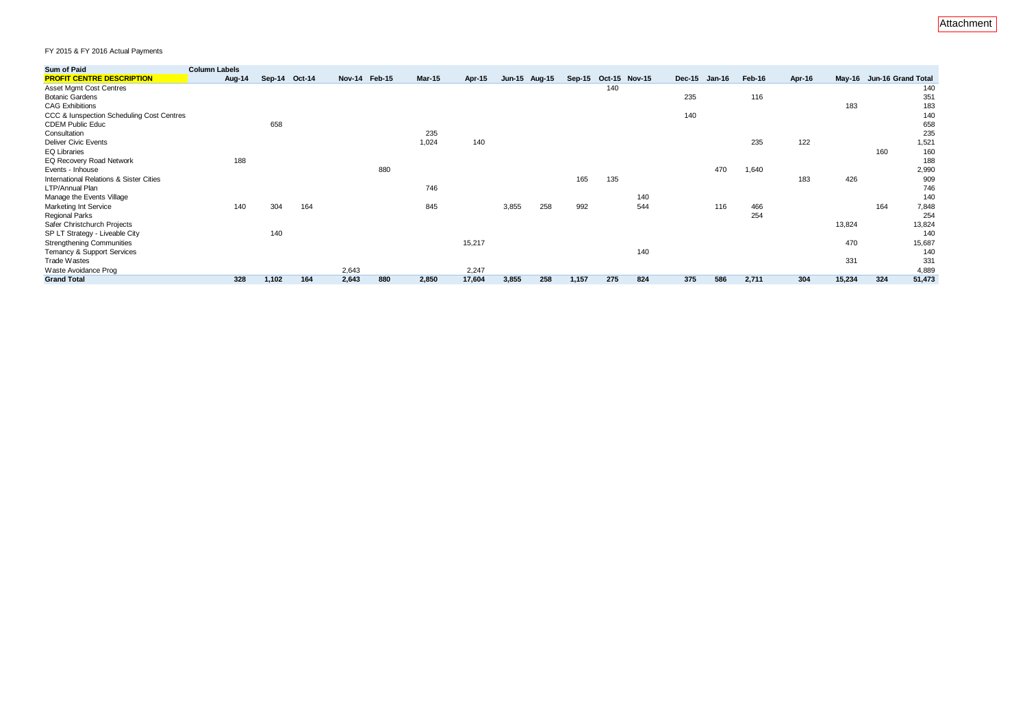FY 2015 & FY 2016 Actual Payments

| Sum of Paid | Column Labels | | | | | | | | | | | | | | | | | | |
|---|---|---|---|---|---|---|---|---|---|---|---|---|---|---|---|---|---|---|---|
| **PROFIT CENTRE DESCRIPTION** | **Aug-14** | **Sep-14** | **Oct-14** | **Nov-14** | **Feb-15** | **Mar-15** | **Apr-15** | **Jun-15** | **Aug-15** | **Sep-15** | **Oct-15** | **Nov-15** | **Dec-15** | **Jan-16** | **Feb-16** | **Apr-16** | **May-16** | **Jun-16** | **Grand Total** |
| Asset Mgmt Cost Centres | | | | | | | | | | | 140 | | | | | | | | 140 |
| Botanic Gardens | | | | | | | | | | | | | 235 | | 116 | | | | 351 |
| CAG Exhibitions | | | | | | | | | | | | | | | | | 183 | | 183 |
| CCC & Iunspection Scheduling Cost Centres | | | | | | | | | | | | | 140 | | | | | | 140 |
| CDEM Public Educ | | 658 | | | | | | | | | | | | | | | | | 658 |
| Consultation | | | | | | 235 | | | | | | | | | | | | | 235 |
| Deliver Civic Events | | | | | | 1,024 | 140 | | | | | | | | 235 | 122 | | | 1,521 |
| EQ Libraries | | | | | | | | | | | | | | | | | | 160 | 160 |
| EQ Recovery Road Network | 188 | | | | | | | | | | | | | | | | | | 188 |
| Events - Inhouse | | | | | 880 | | | | | | | | | 470 | 1,640 | | | | 2,990 |
| International Relations & Sister Cities | | | | | | | | | | 165 | 135 | | | | | 183 | 426 | | 909 |
| LTP/Annual Plan | | | | | | 746 | | | | | | | | | | | | | 746 |
| Manage the Events Village | | | | | | | | | | | | 140 | | | | | | | 140 |
| Marketing Int Service | 140 | 304 | 164 | | | 845 | | 3,855 | 258 | 992 | | 544 | | 116 | 466 | | | 164 | 7,848 |
| Regional Parks | | | | | | | | | | | | | | | 254 | | | | 254 |
| Safer Christchurch Projects | | | | | | | | | | | | | | | | | 13,824 | | 13,824 |
| SP LT Strategy - Liveable City | | 140 | | | | | | | | | | | | | | | | | 140 |
| Strengthening Communities | | | | | | | 15,217 | | | | | | | | | | 470 | | 15,687 |
| Temancy & Support Services | | | | | | | | | | | | 140 | | | | | | | 140 |
| Trade Wastes | | | | | | | | | | | | | | | | | 331 | | 331 |
| Waste Avoidance Prog | | | | 2,643 | | | 2,247 | | | | | | | | | | | | 4,889 |
| **Grand Total** | **328** | **1,102** | **164** | **2,643** | **880** | **2,850** | **17,604** | **3,855** | **258** | **1,157** | **275** | **824** | **375** | **586** | **2,711** | **304** | **15,234** | **324** | **51,473** |